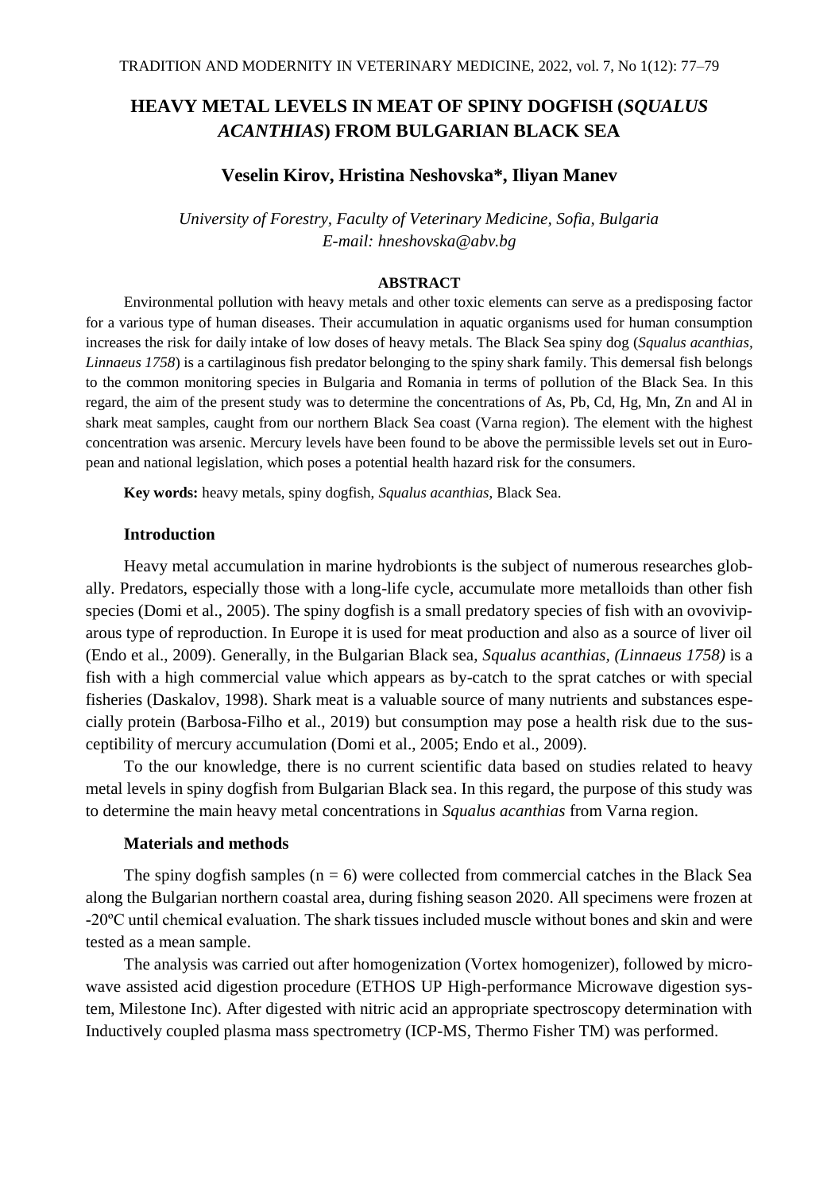# HEAVY METAL LEVELS IN MEAT OF SPINY DOGFISH (*SQUALUS ACANTHIAS*) FROM BULGARIAN BLACK SEA

**Veselin Kirov, Hristina Neshovska\*, Iliyan Manev**

*University of Forestry, Faculty of Veterinary Medicine, Sofia, Bulgaria*
*E-mail: hneshovska@abv.bg*

## ABSTRACT

Environmental pollution with heavy metals and other toxic elements can serve as a predisposing factor for a various type of human diseases. Their accumulation in aquatic organisms used for human consumption increases the risk for daily intake of low doses of heavy metals. The Black Sea spiny dog (*Squalus acanthias, Linnaeus 1758*) is a cartilaginous fish predator belonging to the spiny shark family. This demersal fish belongs to the common monitoring species in Bulgaria and Romania in terms of pollution of the Black Sea. In this regard, the aim of the present study was to determine the concentrations of As, Pb, Cd, Hg, Mn, Zn and Al in shark meat samples, caught from our northern Black Sea coast (Varna region). The element with the highest concentration was arsenic. Mercury levels have been found to be above the permissible levels set out in European and national legislation, which poses a potential health hazard risk for the consumers.

**Key words:** heavy metals, spiny dogfish, *Squalus acanthias*, Black Sea.

## Introduction

Heavy metal accumulation in marine hydrobionts is the subject of numerous researches globally. Predators, especially those with a long-life cycle, accumulate more metalloids than other fish species (Domi et al., 2005). The spiny dogfish is a small predatory species of fish with an ovoviviparous type of reproduction. In Europe it is used for meat production and also as a source of liver oil (Endo et al., 2009). Generally, in the Bulgarian Black sea, *Squalus acanthias, (Linnaeus 1758)* is a fish with a high commercial value which appears as by-catch to the sprat catches or with special fisheries (Daskalov, 1998). Shark meat is a valuable source of many nutrients and substances especially protein (Barbosa-Filho et al., 2019) but consumption may pose a health risk due to the susceptibility of mercury accumulation (Domi et al., 2005; Endo et al., 2009).

To the our knowledge, there is no current scientific data based on studies related to heavy metal levels in spiny dogfish from Bulgarian Black sea. In this regard, the purpose of this study was to determine the main heavy metal concentrations in *Squalus acanthias* from Varna region.

## Materials and methods

The spiny dogfish samples ($n = 6$) were collected from commercial catches in the Black Sea along the Bulgarian northern coastal area, during fishing season 2020. All specimens were frozen at -20ºC until chemical evaluation. The shark tissues included muscle without bones and skin and were tested as a mean sample.

The analysis was carried out after homogenization (Vortex homogenizer), followed by microwave assisted acid digestion procedure (ETHOS UP High-performance Microwave digestion system, Milestone Inc). After digested with nitric acid an appropriate spectroscopy determination with Inductively coupled plasma mass spectrometry (ICP-MS, Thermo Fisher TM) was performed.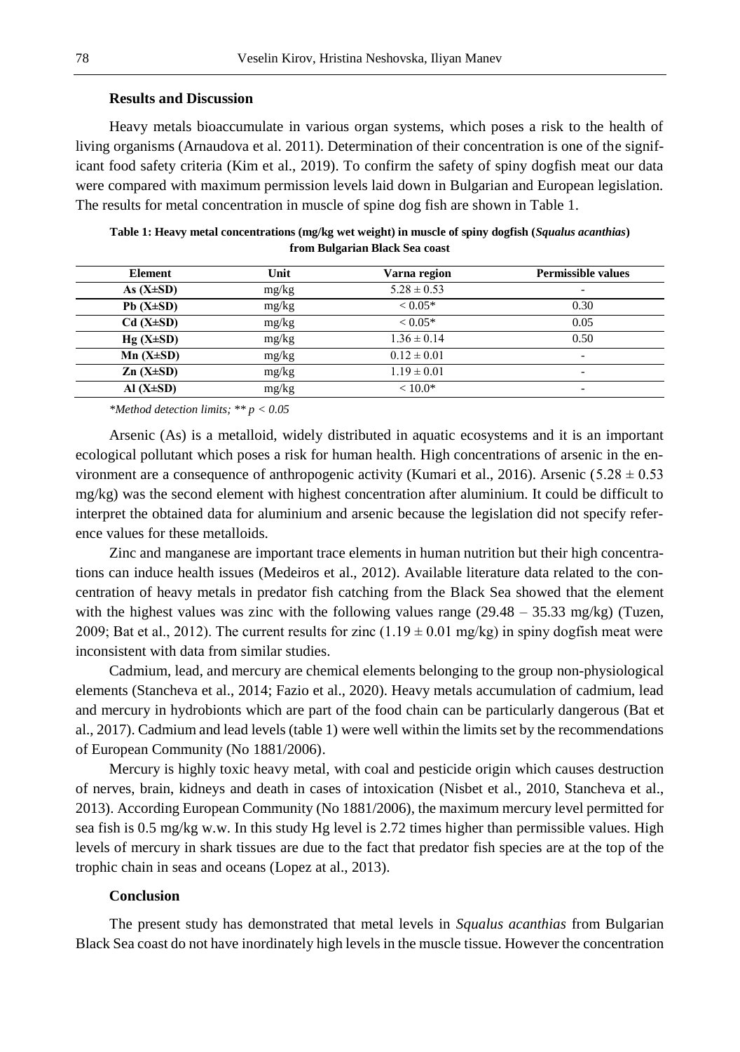## Results and Discussion

Heavy metals bioaccumulate in various organ systems, which poses a risk to the health of living organisms (Arnaudova et al. 2011). Determination of their concentration is one of the significant food safety criteria (Kim et al., 2019). To confirm the safety of spiny dogfish meat our data were compared with maximum permission levels laid down in Bulgarian and European legislation. The results for metal concentration in muscle of spine dog fish are shown in Table 1.

**Table 1: Heavy metal concentrations (mg/kg wet weight) in muscle of spiny dogfish (*Squalus acanthias*) from Bulgarian Black Sea coast**

| Element | Unit | Varna region | Permissible values |
|---|---|---|---|
| As (X±SD) | mg/kg | 5.28 ± 0.53 | - |
| Pb (X±SD) | mg/kg | < 0.05* | 0.30 |
| Cd (X±SD) | mg/kg | < 0.05* | 0.05 |
| Hg (X±SD) | mg/kg | 1.36 ± 0.14 | 0.50 |
| Mn (X±SD) | mg/kg | 0.12 ± 0.01 | - |
| Zn (X±SD) | mg/kg | 1.19 ± 0.01 | - |
| Al (X±SD) | mg/kg | < 10.0* | - |

*\*Method detection limits; \*\* $p < 0.05$*

Arsenic (As) is a metalloid, widely distributed in aquatic ecosystems and it is an important ecological pollutant which poses a risk for human health. High concentrations of arsenic in the environment are a consequence of anthropogenic activity (Kumari et al., 2016). Arsenic (5.28 ± 0.53 mg/kg) was the second element with highest concentration after aluminium. It could be difficult to interpret the obtained data for aluminium and arsenic because the legislation did not specify reference values for these metalloids.

Zinc and manganese are important trace elements in human nutrition but their high concentrations can induce health issues (Medeiros et al., 2012). Available literature data related to the concentration of heavy metals in predator fish catching from the Black Sea showed that the element with the highest values was zinc with the following values range (29.48 – 35.33 mg/kg) (Tuzen, 2009; Bat et al., 2012). The current results for zinc (1.19 ± 0.01 mg/kg) in spiny dogfish meat were inconsistent with data from similar studies.

Cadmium, lead, and mercury are chemical elements belonging to the group non-physiological elements (Stancheva et al., 2014; Fazio et al., 2020). Heavy metals accumulation of cadmium, lead and mercury in hydrobionts which are part of the food chain can be particularly dangerous (Bat et al., 2017). Cadmium and lead levels (table 1) were well within the limits set by the recommendations of European Community (No 1881/2006).

Mercury is highly toxic heavy metal, with coal and pesticide origin which causes destruction of nerves, brain, kidneys and death in cases of intoxication (Nisbet et al., 2010, Stancheva et al., 2013). According European Community (No 1881/2006), the maximum mercury level permitted for sea fish is 0.5 mg/kg w.w. In this study Hg level is 2.72 times higher than permissible values. High levels of mercury in shark tissues are due to the fact that predator fish species are at the top of the trophic chain in seas and oceans (Lopez at al., 2013).

## Conclusion

The present study has demonstrated that metal levels in *Squalus acanthias* from Bulgarian Black Sea coast do not have inordinately high levels in the muscle tissue. However the concentration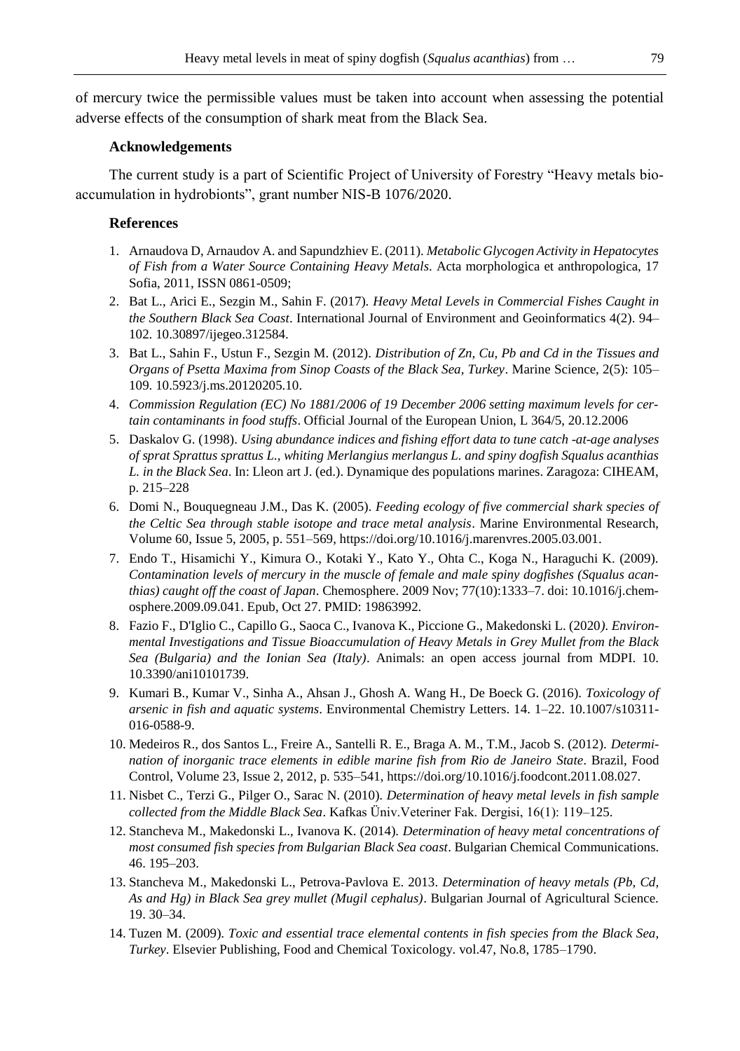of mercury twice the permissible values must be taken into account when assessing the potential adverse effects of the consumption of shark meat from the Black Sea.

### Acknowledgements

The current study is a part of Scientific Project of University of Forestry "Heavy metals bio-accumulation in hydrobionts", grant number NIS-B 1076/2020.

### References

1. Arnaudova D, Arnaudov A. and Sapundzhiev E. (2011). *Metabolic Glycogen Activity in Hepatocytes of Fish from a Water Source Containing Heavy Metals*. Acta morphologica et anthropologica, 17 Sofia, 2011, ISSN 0861-0509;
2. Bat L., Arici E., Sezgin M., Sahin F. (2017). *Heavy Metal Levels in Commercial Fishes Caught in the Southern Black Sea Coast*. International Journal of Environment and Geoinformatics 4(2). 94–102. 10.30897/ijegeo.312584.
3. Bat L., Sahin F., Ustun F., Sezgin M. (2012). *Distribution of Zn, Cu, Pb and Cd in the Tissues and Organs of Psetta Maxima from Sinop Coasts of the Black Sea, Turkey*. Marine Science, 2(5): 105–109. 10.5923/j.ms.20120205.10.
4. *Commission Regulation (EC) No 1881/2006 of 19 December 2006 setting maximum levels for certain contaminants in food stuffs*. Official Journal of the European Union, L 364/5, 20.12.2006
5. Daskalov G. (1998). *Using abundance indices and fishing effort data to tune catch -at-age analyses of sprat Sprattus sprattus L., whiting Merlangius merlangus L. and spiny dogfish Squalus acanthias L. in the Black Sea*. In: Lleon art J. (ed.). Dynamique des populations marines. Zaragoza: CIHEAM, p. 215–228
6. Domi N., Bouquegneau J.M., Das K. (2005). *Feeding ecology of five commercial shark species of the Celtic Sea through stable isotope and trace metal analysis*. Marine Environmental Research, Volume 60, Issue 5, 2005, p. 551–569, https://doi.org/10.1016/j.marenvres.2005.03.001.
7. Endo T., Hisamichi Y., Kimura O., Kotaki Y., Kato Y., Ohta C., Koga N., Haraguchi K. (2009). *Contamination levels of mercury in the muscle of female and male spiny dogfishes (Squalus acanthias) caught off the coast of Japan*. Chemosphere. 2009 Nov; 77(10):1333–7. doi: 10.1016/j.chemosphere.2009.09.041. Epub, Oct 27. PMID: 19863992.
8. Fazio F., D'Iglio C., Capillo G., Saoca C., Ivanova K., Piccione G., Makedonski L. (2020*)*. *Environmental Investigations and Tissue Bioaccumulation of Heavy Metals in Grey Mullet from the Black Sea (Bulgaria) and the Ionian Sea (Italy)*. Animals: an open access journal from MDPI. 10. 10.3390/ani10101739.
9. Kumari B., Kumar V., Sinha A., Ahsan J., Ghosh A. Wang H., De Boeck G. (2016). *Toxicology of arsenic in fish and aquatic systems*. Environmental Chemistry Letters. 14. 1–22. 10.1007/s10311-016-0588-9.
10. Medeiros R., dos Santos L., Freire A., Santelli R. E., Braga A. M., T.M., Jacob S. (2012). *Determination of inorganic trace elements in edible marine fish from Rio de Janeiro State*. Brazil, Food Control, Volume 23, Issue 2, 2012, p. 535–541, https://doi.org/10.1016/j.foodcont.2011.08.027.
11. Nisbet C., Terzi G., Pilger O., Sarac N. (2010). *Determination of heavy metal levels in fish sample collected from the Middle Black Sea*. Kafkas Üniv.Veteriner Fak. Dergisi, 16(1): 119–125.
12. Stancheva M., Makedonski L., Ivanova K. (2014). *Determination of heavy metal concentrations of most consumed fish species from Bulgarian Black Sea coast*. Bulgarian Chemical Communications. 46. 195–203.
13. Stancheva M., Makedonski L., Petrova-Pavlova E. 2013. *Determination of heavy metals (Pb, Cd, As and Hg) in Black Sea grey mullet (Mugil cephalus)*. Bulgarian Journal of Agricultural Science. 19. 30–34.
14. Tuzen M. (2009). *Toxic and essential trace elemental contents in fish species from the Black Sea, Turkey*. Elsevier Publishing, Food and Chemical Toxicology. vol.47, No.8, 1785–1790.